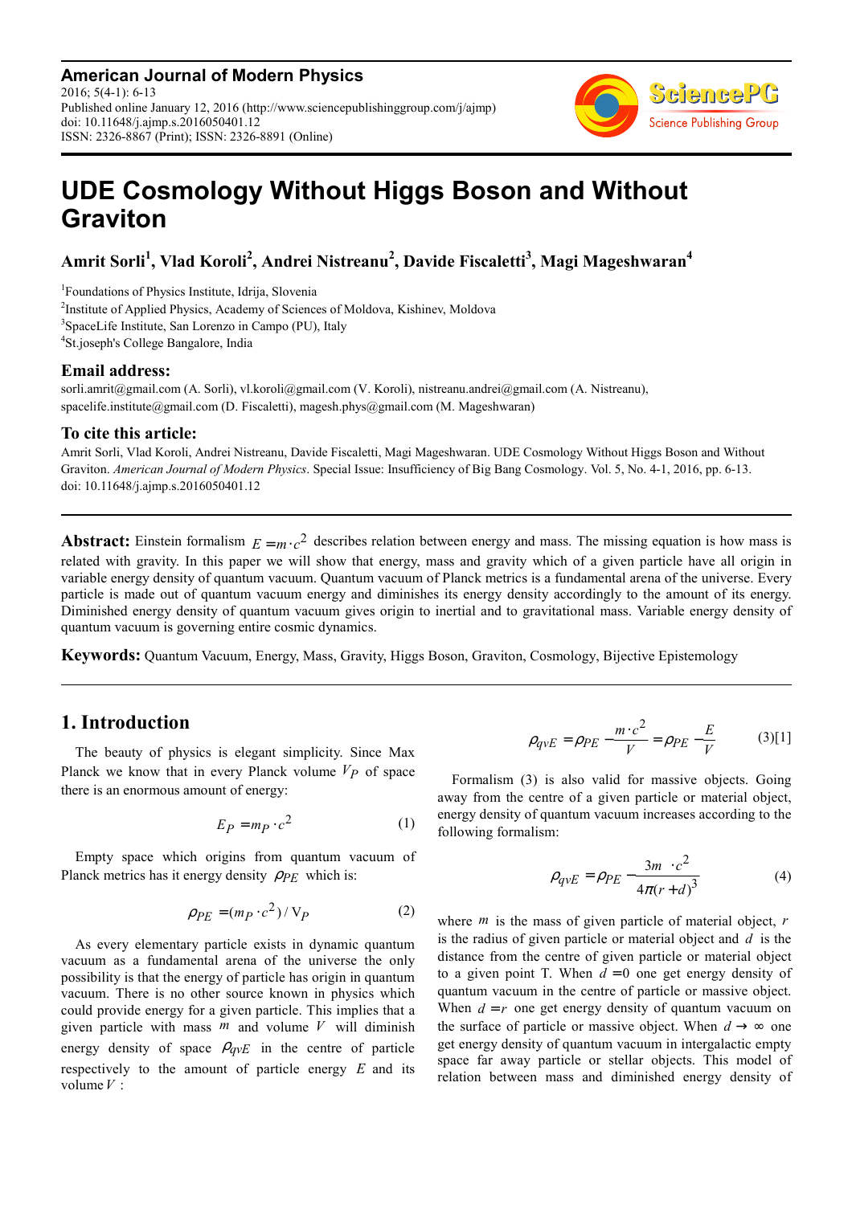# UDE Cosmology Without Higgs Boson and Without Graviton

**Amrit Sorli[1], Vlad Koroli[2], Andrei Nistreanu[2], Davide Fiscaletti[3], Magi Mageshwaran[4]**

[1]Foundations of Physics Institute, Idrija, Slovenia

[2]Institute of Applied Physics, Academy of Sciences of Moldova, Kishinev, Moldova

[3]SpaceLife Institute, San Lorenzo in Campo (PU), Italy

[4]St.joseph's College Bangalore, India

### Email address:

sorli.amrit@gmail.com (A. Sorli), vl.koroli@gmail.com (V. Koroli), nistreanu.andrei@gmail.com (A. Nistreanu), spacelife.institute@gmail.com (D. Fiscaletti), magesh.phys@gmail.com (M. Mageshwaran)

### To cite this article:

Amrit Sorli, Vlad Koroli, Andrei Nistreanu, Davide Fiscaletti, Magi Mageshwaran. UDE Cosmology Without Higgs Boson and Without Graviton. *American Journal of Modern Physics*. Special Issue: Insufficiency of Big Bang Cosmology. Vol. 5, No. 4-1, 2016, pp. 6-13. doi: 10.11648/j.ajmp.s.2016050401.12

---

**Abstract:** Einstein formalism $E = m \cdot c^2$ describes relation between energy and mass. The missing equation is how mass is related with gravity. In this paper we will show that energy, mass and gravity which of a given particle have all origin in variable energy density of quantum vacuum. Quantum vacuum of Planck metrics is a fundamental arena of the universe. Every particle is made out of quantum vacuum energy and diminishes its energy density accordingly to the amount of its energy. Diminished energy density of quantum vacuum gives origin to inertial and to gravitational mass. Variable energy density of quantum vacuum is governing entire cosmic dynamics.

**Keywords:** Quantum Vacuum, Energy, Mass, Gravity, Higgs Boson, Graviton, Cosmology, Bijective Epistemology

---

## 1. Introduction

The beauty of physics is elegant simplicity. Since Max Planck we know that in every Planck volume $V_P$ of space there is an enormous amount of energy:

$$E_P = m_P \cdot c^2 \tag{1}$$

Empty space which origins from quantum vacuum of Planck metrics has it energy density $\rho_{PE}$ which is:

$$\rho_{PE} = (m_P \cdot c^2) / V_P \tag{2}$$

As every elementary particle exists in dynamic quantum vacuum as a fundamental arena of the universe the only possibility is that the energy of particle has origin in quantum vacuum. There is no other source known in physics which could provide energy for a given particle. This implies that a given particle with mass $m$ and volume $V$ will diminish energy density of space $\rho_{qvE}$ in the centre of particle respectively to the amount of particle energy $E$ and its volume $V$ :

$$\rho_{qvE} = \rho_{PE} - \frac{m \cdot c^2}{V} = \rho_{PE} - \frac{E}{V} \tag{3}[1]$$

Formalism (3) is also valid for massive objects. Going away from the centre of a given particle or material object, energy density of quantum vacuum increases according to the following formalism:

$$\rho_{qvE} = \rho_{PE} - \frac{3m \cdot c^2}{4\pi(r+d)^3} \tag{4}$$

where $m$ is the mass of given particle of material object, $r$ is the radius of given particle or material object and $d$ is the distance from the centre of given particle or material object to a given point T. When $d = 0$ one get energy density of quantum vacuum in the centre of particle or massive object. When $d = r$ one get energy density of quantum vacuum on the surface of particle or massive object. When $d \to \infty$ one get energy density of quantum vacuum in intergalactic empty space far away particle or stellar objects. This model of relation between mass and diminished energy density of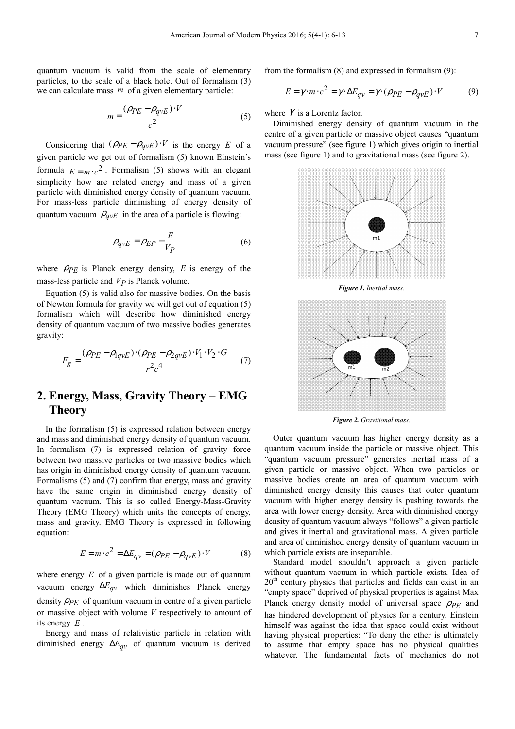quantum vacuum is valid from the scale of elementary particles, to the scale of a black hole. Out of formalism (3) we can calculate mass $m$ of a given elementary particle:

$$m = \frac{(\rho_{PE} - \rho_{qvE}) \cdot V}{c^2} \tag{5}$$

Considering that $(\rho_{PE} - \rho_{qvE}) \cdot V$ is the energy $E$ of a given particle we get out of formalism (5) known Einstein's formula $E = m \cdot c^2$. Formalism (5) shows with an elegant simplicity how are related energy and mass of a given particle with diminished energy density of quantum vacuum. For mass-less particle diminishing of energy density of quantum vacuum $\rho_{qvE}$ in the area of a particle is flowing:

$$\rho_{qvE} = \rho_{EP} - \frac{E}{V_P} \tag{6}$$

where $\rho_{PE}$ is Planck energy density, $E$ is energy of the mass-less particle and $V_P$ is Planck volume.

Equation (5) is valid also for massive bodies. On the basis of Newton formula for gravity we will get out of equation (5) formalism which will describe how diminished energy density of quantum vacuum of two massive bodies generates gravity:

$$F_g = \frac{(\rho_{PE} - \rho_{1qvE}) \cdot (\rho_{PE} - \rho_{2qvE}) \cdot V_1 \cdot V_2 \cdot G}{r^2 c^4} \tag{7}$$

## 2. Energy, Mass, Gravity Theory – EMG Theory

In the formalism (5) is expressed relation between energy and mass and diminished energy density of quantum vacuum. In formalism (7) is expressed relation of gravity force between two massive particles or two massive bodies which has origin in diminished energy density of quantum vacuum. Formalisms (5) and (7) confirm that energy, mass and gravity have the same origin in diminished energy density of quantum vacuum. This is so called Energy-Mass-Gravity Theory (EMG Theory) which units the concepts of energy, mass and gravity. EMG Theory is expressed in following equation:

$$E = m \cdot c^2 = \Delta E_{qv} = (\rho_{PE} - \rho_{qvE}) \cdot V \tag{8}$$

where energy $E$ of a given particle is made out of quantum vacuum energy $\Delta E_{qv}$ which diminishes Planck energy density $\rho_{PE}$ of quantum vacuum in centre of a given particle or massive object with volume $V$ respectively to amount of its energy $E$.

Energy and mass of relativistic particle in relation with diminished energy $\Delta E_{qv}$ of quantum vacuum is derived from the formalism (8) and expressed in formalism (9):

$$E = \gamma \cdot m \cdot c^2 = \gamma \cdot \Delta E_{qv} = \gamma \cdot (\rho_{PE} - \rho_{qvE}) \cdot V \tag{9}$$

where $\gamma$ is a Lorentz factor.

Diminished energy density of quantum vacuum in the centre of a given particle or massive object causes "quantum vacuum pressure" (see figure 1) which gives origin to inertial mass (see figure 1) and to gravitational mass (see figure 2).

*Figure 1. Inertial mass.*

*Figure 2. Gravitional mass.*

Outer quantum vacuum has higher energy density as a quantum vacuum inside the particle or massive object. This "quantum vacuum pressure" generates inertial mass of a given particle or massive object. When two particles or massive bodies create an area of quantum vacuum with diminished energy density this causes that outer quantum vacuum with higher energy density is pushing towards the area with lower energy density. Area with diminished energy density of quantum vacuum always "follows" a given particle and gives it inertial and gravitational mass. A given particle and area of diminished energy density of quantum vacuum in which particle exists are inseparable.

Standard model shouldn't approach a given particle without quantum vacuum in which particle exists. Idea of 20th century physics that particles and fields can exist in an "empty space" deprived of physical properties is against Max Planck energy density model of universal space $\rho_{PE}$ and has hindered development of physics for a century. Einstein himself was against the idea that space could exist without having physical properties: "To deny the ether is ultimately to assume that empty space has no physical qualities whatever. The fundamental facts of mechanics do not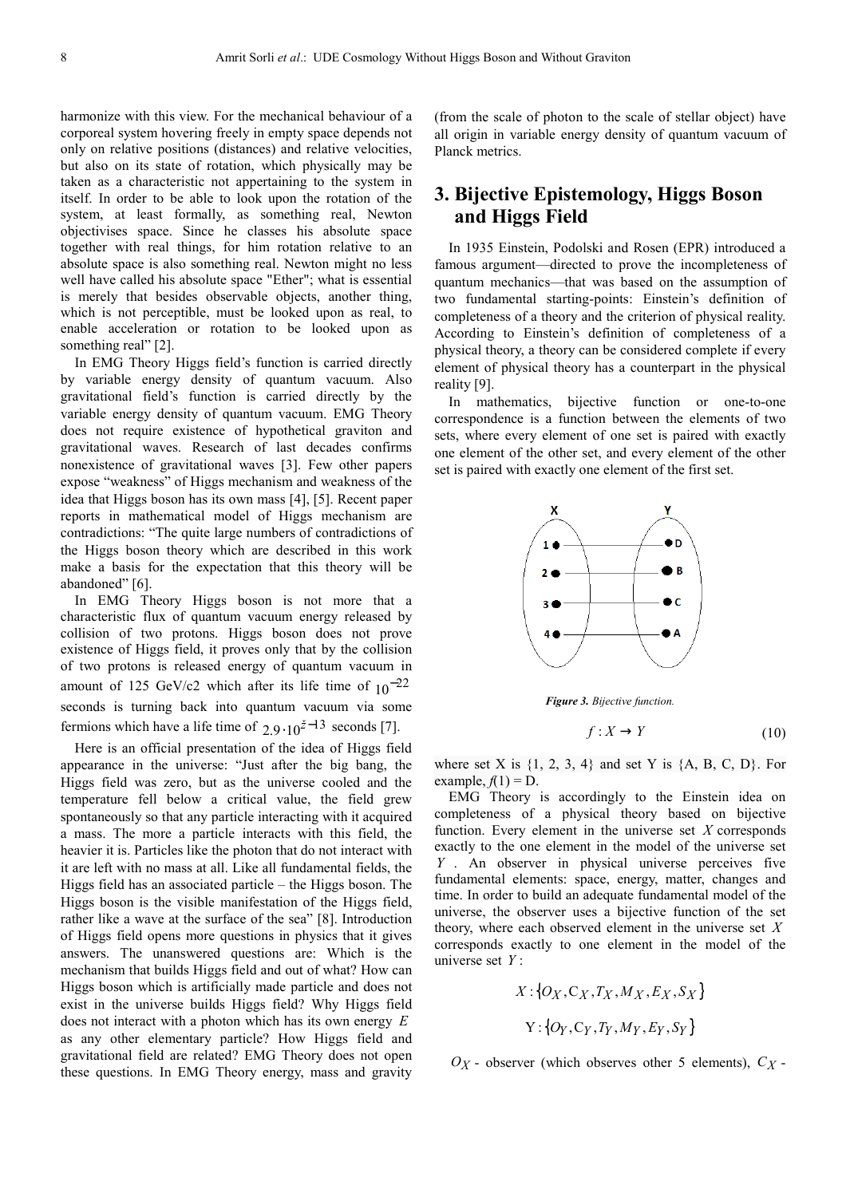harmonize with this view. For the mechanical behaviour of a corporeal system hovering freely in empty space depends not only on relative positions (distances) and relative velocities, but also on its state of rotation, which physically may be taken as a characteristic not appertaining to the system in itself. In order to be able to look upon the rotation of the system, at least formally, as something real, Newton objectivises space. Since he classes his absolute space together with real things, for him rotation relative to an absolute space is also something real. Newton might no less well have called his absolute space "Ether"; what is essential is merely that besides observable objects, another thing, which is not perceptible, must be looked upon as real, to enable acceleration or rotation to be looked upon as something real" [2].

In EMG Theory Higgs field's function is carried directly by variable energy density of quantum vacuum. Also gravitational field's function is carried directly by the variable energy density of quantum vacuum. EMG Theory does not require existence of hypothetical graviton and gravitational waves. Research of last decades confirms nonexistence of gravitational waves [3]. Few other papers expose "weakness" of Higgs mechanism and weakness of the idea that Higgs boson has its own mass [4], [5]. Recent paper reports in mathematical model of Higgs mechanism are contradictions: "The quite large numbers of contradictions of the Higgs boson theory which are described in this work make a basis for the expectation that this theory will be abandoned" [6].

In EMG Theory Higgs boson is not more that a characteristic flux of quantum vacuum energy released by collision of two protons. Higgs boson does not prove existence of Higgs field, it proves only that by the collision of two protons is released energy of quantum vacuum in amount of 125 GeV/c2 which after its life time of $10^{-22}$ seconds is turning back into quantum vacuum via some fermions which have a life time of $2.9 \cdot 10^{-13}$ seconds [7].

Here is an official presentation of the idea of Higgs field appearance in the universe: "Just after the big bang, the Higgs field was zero, but as the universe cooled and the temperature fell below a critical value, the field grew spontaneously so that any particle interacting with it acquired a mass. The more a particle interacts with this field, the heavier it is. Particles like the photon that do not interact with it are left with no mass at all. Like all fundamental fields, the Higgs field has an associated particle – the Higgs boson. The Higgs boson is the visible manifestation of the Higgs field, rather like a wave at the surface of the sea" [8]. Introduction of Higgs field opens more questions in physics that it gives answers. The unanswered questions are: Which is the mechanism that builds Higgs field and out of what? How can Higgs boson which is artificially made particle and does not exist in the universe builds Higgs field? Why Higgs field does not interact with a photon which has its own energy $E$ as any other elementary particle? How Higgs field and gravitational field are related? EMG Theory does not open these questions. In EMG Theory energy, mass and gravity (from the scale of photon to the scale of stellar object) have all origin in variable energy density of quantum vacuum of Planck metrics.

## 3. Bijective Epistemology, Higgs Boson and Higgs Field

In 1935 Einstein, Podolski and Rosen (EPR) introduced a famous argument—directed to prove the incompleteness of quantum mechanics—that was based on the assumption of two fundamental starting-points: Einstein's definition of completeness of a theory and the criterion of physical reality. According to Einstein's definition of completeness of a physical theory, a theory can be considered complete if every element of physical theory has a counterpart in the physical reality [9].

In mathematics, bijective function or one-to-one correspondence is a function between the elements of two sets, where every element of one set is paired with exactly one element of the other set, and every element of the other set is paired with exactly one element of the first set.

***Figure 3.*** *Bijective function.*

$$f : X \to Y \tag{10}$$

where set X is {1, 2, 3, 4} and set Y is {A, B, C, D}. For example, $f(1) = D$.

EMG Theory is accordingly to the Einstein idea on completeness of a physical theory based on bijective function. Every element in the universe set $X$ corresponds exactly to the one element in the model of the universe set $Y$. An observer in physical universe perceives five fundamental elements: space, energy, matter, changes and time. In order to build an adequate fundamental model of the universe, the observer uses a bijective function of the set theory, where each observed element in the universe set $X$ corresponds exactly to one element in the model of the universe set $Y$:

$$X : \{O_X, C_X, T_X, M_X, E_X, S_X\}$$

$$Y : \{O_Y, C_Y, T_Y, M_Y, E_Y, S_Y\}$$

$O_X$ - observer (which observes other 5 elements), $C_X$ -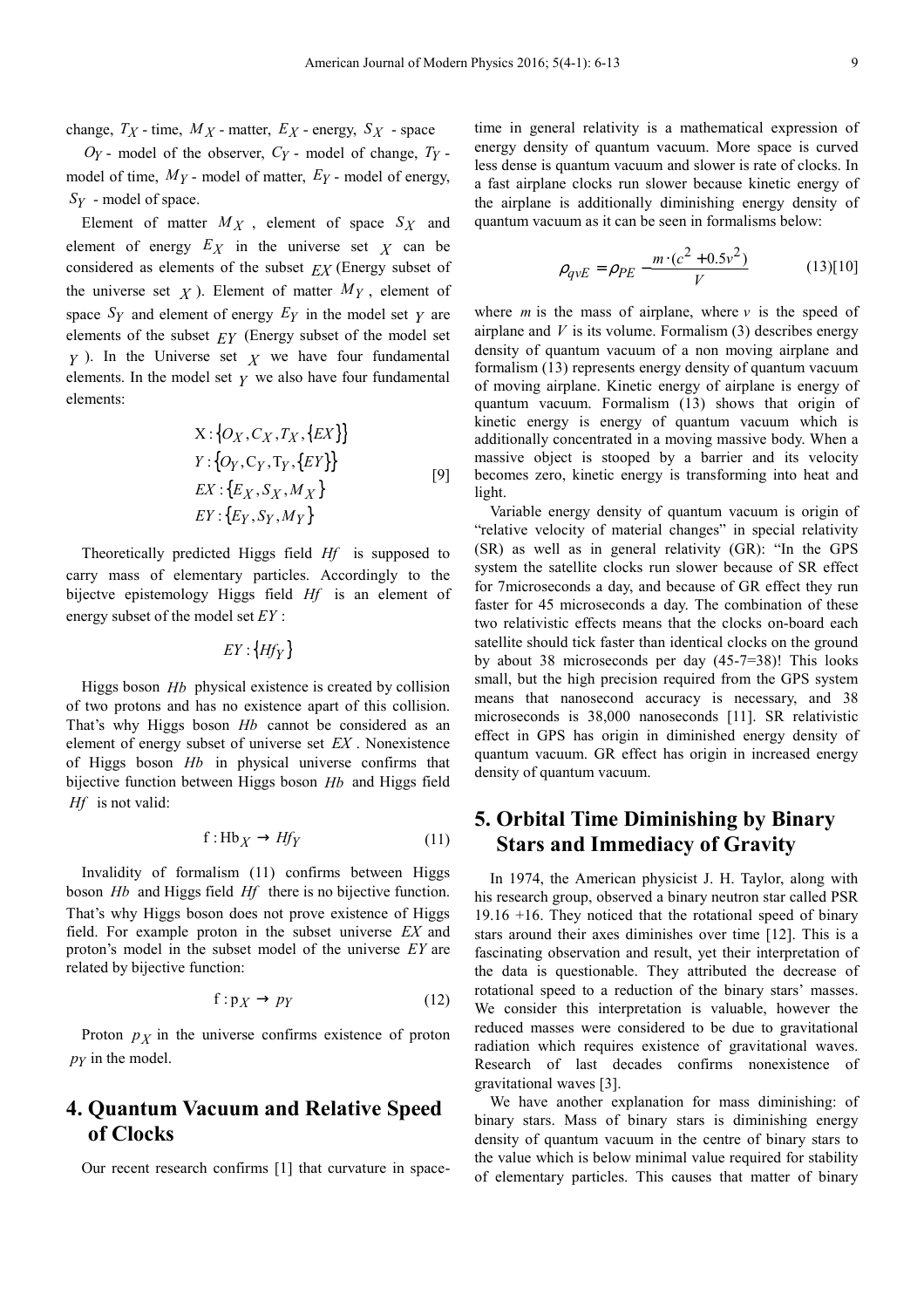change, $T_X$ - time, $M_X$ - matter, $E_X$ - energy, $S_X$ - space

$O_Y$ - model of the observer, $C_Y$ - model of change, $T_Y$ - model of time, $M_Y$ - model of matter, $E_Y$ - model of energy, $S_Y$ - model of space.

Element of matter $M_X$, element of space $S_X$ and element of energy $E_X$ in the universe set $X$ can be considered as elements of the subset $EX$ (Energy subset of the universe set $X$). Element of matter $M_Y$, element of space $S_Y$ and element of energy $E_Y$ in the model set $Y$ are elements of the subset $EY$ (Energy subset of the model set $Y$). In the Universe set $X$ we have four fundamental elements. In the model set $Y$ we also have four fundamental elements:

$$
\begin{aligned}
&X : \{O_X, C_X, T_X, \{EX\}\} \\
&Y : \{O_Y, C_Y, T_Y, \{EY\}\} \\
&EX : \{E_X, S_X, M_X\} \\
&EY : \{E_Y, S_Y, M_Y\}
\end{aligned} \quad [9]
$$

Theoretically predicted Higgs field $Hf$ is supposed to carry mass of elementary particles. Accordingly to the bijectve epistemology Higgs field $Hf$ is an element of energy subset of the model set $EY$:

$$EY : \{Hf_Y\}$$

Higgs boson $Hb$ physical existence is created by collision of two protons and has no existence apart of this collision. That's why Higgs boson $Hb$ cannot be considered as an element of energy subset of universe set $EX$. Nonexistence of Higgs boson $Hb$ in physical universe confirms that bijective function between Higgs boson $Hb$ and Higgs field $Hf$ is not valid:

$$f : Hb_X \rightarrow Hf_Y \quad (11)$$

Invalidity of formalism (11) confirms between Higgs boson $Hb$ and Higgs field $Hf$ there is no bijective function. That's why Higgs boson does not prove existence of Higgs field. For example proton in the subset universe $EX$ and proton's model in the subset model of the universe $EY$ are related by bijective function:

$$f : p_X \rightarrow p_Y \quad (12)$$

Proton $p_X$ in the universe confirms existence of proton $p_Y$ in the model.

## 4. Quantum Vacuum and Relative Speed of Clocks

Our recent research confirms [1] that curvature in space-time in general relativity is a mathematical expression of energy density of quantum vacuum. More space is curved less dense is quantum vacuum and slower is rate of clocks. In a fast airplane clocks run slower because kinetic energy of the airplane is additionally diminishing energy density of quantum vacuum as it can be seen in formalisms below:

$$\rho_{qvE} = \rho_{PE} - \frac{m \cdot (c^2 + 0.5v^2)}{V} \quad (13)[10]$$

where $m$ is the mass of airplane, where $v$ is the speed of airplane and $V$ is its volume. Formalism (3) describes energy density of quantum vacuum of a non moving airplane and formalism (13) represents energy density of quantum vacuum of moving airplane. Kinetic energy of airplane is energy of quantum vacuum. Formalism (13) shows that origin of kinetic energy is energy of quantum vacuum which is additionally concentrated in a moving massive body. When a massive object is stooped by a barrier and its velocity becomes zero, kinetic energy is transforming into heat and light.

Variable energy density of quantum vacuum is origin of "relative velocity of material changes" in special relativity (SR) as well as in general relativity (GR): "In the GPS system the satellite clocks run slower because of SR effect for 7microseconds a day, and because of GR effect they run faster for 45 microseconds a day. The combination of these two relativistic effects means that the clocks on-board each satellite should tick faster than identical clocks on the ground by about 38 microseconds per day (45-7=38)! This looks small, but the high precision required from the GPS system means that nanosecond accuracy is necessary, and 38 microseconds is 38,000 nanoseconds [11]. SR relativistic effect in GPS has origin in diminished energy density of quantum vacuum. GR effect has origin in increased energy density of quantum vacuum.

## 5. Orbital Time Diminishing by Binary Stars and Immediacy of Gravity

In 1974, the American physicist J. H. Taylor, along with his research group, observed a binary neutron star called PSR 19.16 +16. They noticed that the rotational speed of binary stars around their axes diminishes over time [12]. This is a fascinating observation and result, yet their interpretation of the data is questionable. They attributed the decrease of rotational speed to a reduction of the binary stars' masses. We consider this interpretation is valuable, however the reduced masses were considered to be due to gravitational radiation which requires existence of gravitational waves. Research of last decades confirms nonexistence of gravitational waves [3].

We have another explanation for mass diminishing: of binary stars. Mass of binary stars is diminishing energy density of quantum vacuum in the centre of binary stars to the value which is below minimal value required for stability of elementary particles. This causes that matter of binary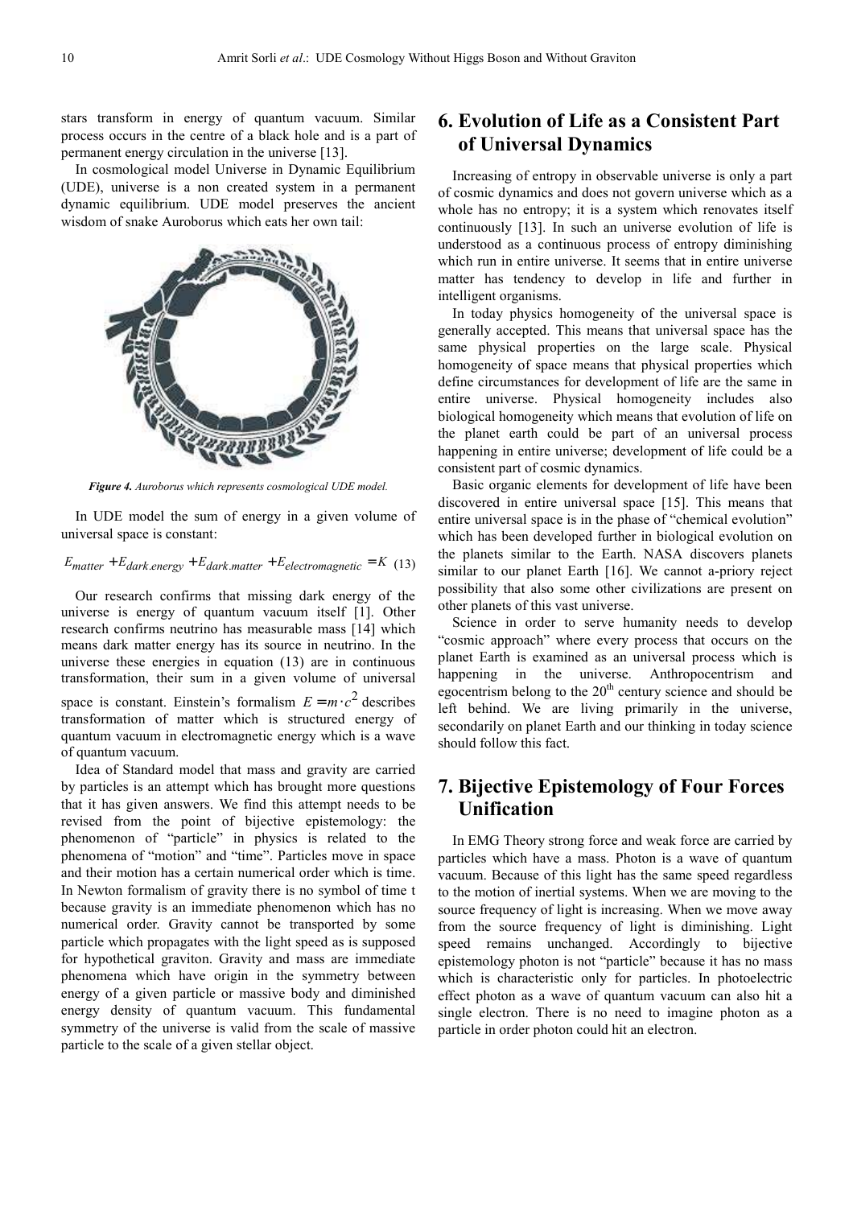stars transform in energy of quantum vacuum. Similar process occurs in the centre of a black hole and is a part of permanent energy circulation in the universe [13].

In cosmological model Universe in Dynamic Equilibrium (UDE), universe is a non created system in a permanent dynamic equilibrium. UDE model preserves the ancient wisdom of snake Auroborus which eats her own tail:

*Figure 4. Auroborus which represents cosmological UDE model.*

In UDE model the sum of energy in a given volume of universal space is constant:

$$E_{matter} + E_{dark.energy} + E_{dark.matter} + E_{electromagnetic} = K \quad (13)$$

Our research confirms that missing dark energy of the universe is energy of quantum vacuum itself [1]. Other research confirms neutrino has measurable mass [14] which means dark matter energy has its source in neutrino. In the universe these energies in equation (13) are in continuous transformation, their sum in a given volume of universal space is constant. Einstein's formalism $E = m \cdot c^2$ describes transformation of matter which is structured energy of quantum vacuum in electromagnetic energy which is a wave of quantum vacuum.

Idea of Standard model that mass and gravity are carried by particles is an attempt which has brought more questions that it has given answers. We find this attempt needs to be revised from the point of bijective epistemology: the phenomenon of "particle" in physics is related to the phenomena of "motion" and "time". Particles move in space and their motion has a certain numerical order which is time. In Newton formalism of gravity there is no symbol of time t because gravity is an immediate phenomenon which has no numerical order. Gravity cannot be transported by some particle which propagates with the light speed as is supposed for hypothetical graviton. Gravity and mass are immediate phenomena which have origin in the symmetry between energy of a given particle or massive body and diminished energy density of quantum vacuum. This fundamental symmetry of the universe is valid from the scale of massive particle to the scale of a given stellar object.

## 6. Evolution of Life as a Consistent Part of Universal Dynamics

Increasing of entropy in observable universe is only a part of cosmic dynamics and does not govern universe which as a whole has no entropy; it is a system which renovates itself continuously [13]. In such an universe evolution of life is understood as a continuous process of entropy diminishing which run in entire universe. It seems that in entire universe matter has tendency to develop in life and further in intelligent organisms.

In today physics homogeneity of the universal space is generally accepted. This means that universal space has the same physical properties on the large scale. Physical homogeneity of space means that physical properties which define circumstances for development of life are the same in entire universe. Physical homogeneity includes also biological homogeneity which means that evolution of life on the planet earth could be part of an universal process happening in entire universe; development of life could be a consistent part of cosmic dynamics.

Basic organic elements for development of life have been discovered in entire universal space [15]. This means that entire universal space is in the phase of "chemical evolution" which has been developed further in biological evolution on the planets similar to the Earth. NASA discovers planets similar to our planet Earth [16]. We cannot a-priory reject possibility that also some other civilizations are present on other planets of this vast universe.

Science in order to serve humanity needs to develop "cosmic approach" where every process that occurs on the planet Earth is examined as an universal process which is happening in the universe. Anthropocentrism and egocentrism belong to the 20[th] century science and should be left behind. We are living primarily in the universe, secondarily on planet Earth and our thinking in today science should follow this fact.

## 7. Bijective Epistemology of Four Forces Unification

In EMG Theory strong force and weak force are carried by particles which have a mass. Photon is a wave of quantum vacuum. Because of this light has the same speed regardless to the motion of inertial systems. When we are moving to the source frequency of light is increasing. When we move away from the source frequency of light is diminishing. Light speed remains unchanged. Accordingly to bijective epistemology photon is not "particle" because it has no mass which is characteristic only for particles. In photoelectric effect photon as a wave of quantum vacuum can also hit a single electron. There is no need to imagine photon as a particle in order photon could hit an electron.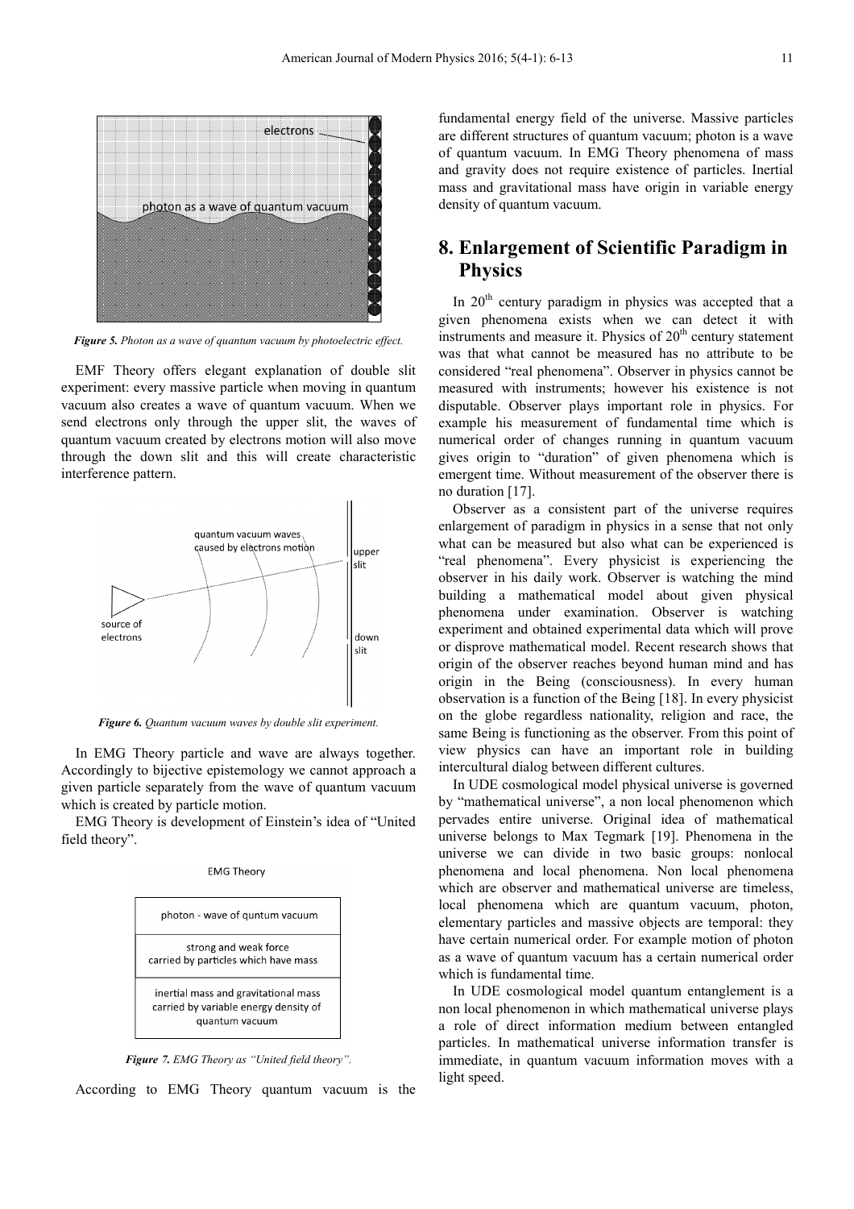*Figure 5. Photon as a wave of quantum vacuum by photoelectric effect.*

EMF Theory offers elegant explanation of double slit experiment: every massive particle when moving in quantum vacuum also creates a wave of quantum vacuum. When we send electrons only through the upper slit, the waves of quantum vacuum created by electrons motion will also move through the down slit and this will create characteristic interference pattern.

*Figure 6. Quantum vacuum waves by double slit experiment.*

In EMG Theory particle and wave are always together. Accordingly to bijective epistemology we cannot approach a given particle separately from the wave of quantum vacuum which is created by particle motion.

EMG Theory is development of Einstein's idea of "United field theory".

| EMG Theory |
| --- |
| photon - wave of quntum vacuum |
| strong and weak force carried by particles which have mass |
| inertial mass and gravitational mass carried by variable energy density of quantum vacuum |

*Figure 7. EMG Theory as "United field theory".*

According to EMG Theory quantum vacuum is the fundamental energy field of the universe. Massive particles are different structures of quantum vacuum; photon is a wave of quantum vacuum. In EMG Theory phenomena of mass and gravity does not require existence of particles. Inertial mass and gravitational mass have origin in variable energy density of quantum vacuum.

## 8. Enlargement of Scientific Paradigm in Physics

In $20^{th}$ century paradigm in physics was accepted that a given phenomena exists when we can detect it with instruments and measure it. Physics of $20^{th}$ century statement was that what cannot be measured has no attribute to be considered "real phenomena". Observer in physics cannot be measured with instruments; however his existence is not disputable. Observer plays important role in physics. For example his measurement of fundamental time which is numerical order of changes running in quantum vacuum gives origin to "duration" of given phenomena which is emergent time. Without measurement of the observer there is no duration [17].

Observer as a consistent part of the universe requires enlargement of paradigm in physics in a sense that not only what can be measured but also what can be experienced is "real phenomena". Every physicist is experiencing the observer in his daily work. Observer is watching the mind building a mathematical model about given physical phenomena under examination. Observer is watching experiment and obtained experimental data which will prove or disprove mathematical model. Recent research shows that origin of the observer reaches beyond human mind and has origin in the Being (consciousness). In every human observation is a function of the Being [18]. In every physicist on the globe regardless nationality, religion and race, the same Being is functioning as the observer. From this point of view physics can have an important role in building intercultural dialog between different cultures.

In UDE cosmological model physical universe is governed by "mathematical universe", a non local phenomenon which pervades entire universe. Original idea of mathematical universe belongs to Max Tegmark [19]. Phenomena in the universe we can divide in two basic groups: nonlocal phenomena and local phenomena. Non local phenomena which are observer and mathematical universe are timeless, local phenomena which are quantum vacuum, photon, elementary particles and massive objects are temporal: they have certain numerical order. For example motion of photon as a wave of quantum vacuum has a certain numerical order which is fundamental time.

In UDE cosmological model quantum entanglement is a non local phenomenon in which mathematical universe plays a role of direct information medium between entangled particles. In mathematical universe information transfer is immediate, in quantum vacuum information moves with a light speed.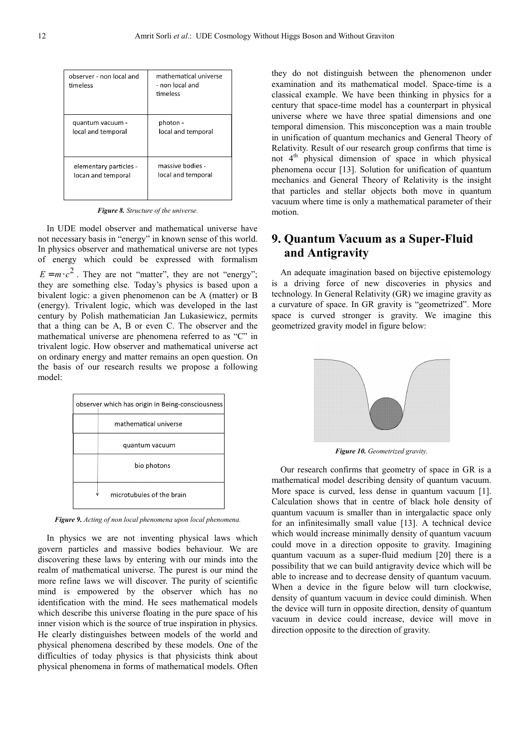| observer - non local and timeless | mathematical universe - non local and timeless |
| --- | --- |
| quantum vacuum - local and temporal | photon - local and temporal |
| elementary particles - locan and temporal | massive bodies - local and temporal |

***Figure 8.*** *Structure of the universe.*

In UDE model observer and mathematical universe have not necessary basis in "energy" in known sense of this world. In physics observer and mathematical universe are not types of energy which could be expressed with formalism $E = m \cdot c^2$. They are not "matter", they are not "energy"; they are something else. Today's physics is based upon a bivalent logic: a given phenomenon can be A (matter) or B (energy). Trivalent logic, which was developed in the last century by Polish mathematician Jan Lukasiewicz, permits that a thing can be A, B or even C. The observer and the mathematical universe are phenomena referred to as "C" in trivalent logic. How observer and mathematical universe act on ordinary energy and matter remains an open question. On the basis of our research results we propose a following model:

| observer which has origin in Being-consciousness |
| --- |
| mathematical universe |
| quantum vacuum |
| bio photons |
| microtubules of the brain |

***Figure 9.*** *Acting of non local phenomena upon local phenomena.*

In physics we are not inventing physical laws which govern particles and massive bodies behaviour. We are discovering these laws by entering with our minds into the realm of mathematical universe. The purest is our mind the more refine laws we will discover. The purity of scientific mind is empowered by the observer which has no identification with the mind. He sees mathematical models which describe this universe floating in the pure space of his inner vision which is the source of true inspiration in physics. He clearly distinguishes between models of the world and physical phenomena described by these models. One of the difficulties of today physics is that physicists think about physical phenomena in forms of mathematical models. Often they do not distinguish between the phenomenon under examination and its mathematical model. Space-time is a classical example. We have been thinking in physics for a century that space-time model has a counterpart in physical universe where we have three spatial dimensions and one temporal dimension. This misconception was a main trouble in unification of quantum mechanics and General Theory of Relativity. Result of our research group confirms that time is not 4th physical dimension of space in which physical phenomena occur [13]. Solution for unification of quantum mechanics and General Theory of Relativity is the insight that particles and stellar objects both move in quantum vacuum where time is only a mathematical parameter of their motion.

## 9. Quantum Vacuum as a Super-Fluid and Antigravity

An adequate imagination based on bijective epistemology is a driving force of new discoveries in physics and technology. In General Relativity (GR) we imagine gravity as a curvature of space. In GR gravity is "geometrized". More space is curved stronger is gravity. We imagine this geometrized gravity model in figure below:

***Figure 10.*** *Geometrized gravity.*

Our research confirms that geometry of space in GR is a mathematical model describing density of quantum vacuum. More space is curved, less dense in quantum vacuum [1]. Calculation shows that in centre of black hole density of quantum vacuum is smaller than in intergalactic space only for an infinitesimally small value [13]. A technical device which would increase minimally density of quantum vacuum could move in a direction opposite to gravity. Imagining quantum vacuum as a super-fluid medium [20] there is a possibility that we can build antigravity device which will be able to increase and to decrease density of quantum vacuum. When a device in the figure below will turn clockwise, density of quantum vacuum in device could diminish. When the device will turn in opposite direction, density of quantum vacuum in device could increase, device will move in direction opposite to the direction of gravity.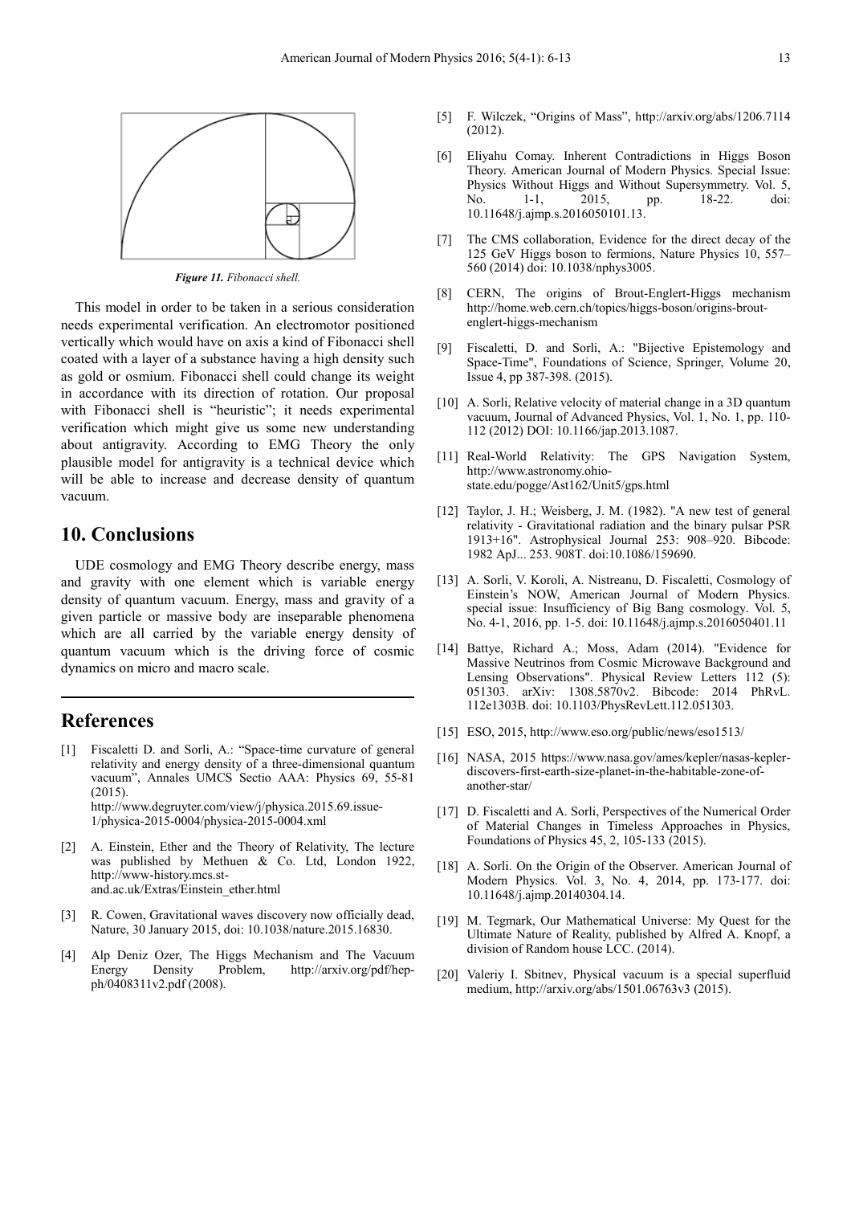*Figure 11. Fibonacci shell.*

This model in order to be taken in a serious consideration needs experimental verification. An electromotor positioned vertically which would have on axis a kind of Fibonacci shell coated with a layer of a substance having a high density such as gold or osmium. Fibonacci shell could change its weight in accordance with its direction of rotation. Our proposal with Fibonacci shell is "heuristic"; it needs experimental verification which might give us some new understanding about antigravity. According to EMG Theory the only plausible model for antigravity is a technical device which will be able to increase and decrease density of quantum vacuum.

## 10. Conclusions

UDE cosmology and EMG Theory describe energy, mass and gravity with one element which is variable energy density of quantum vacuum. Energy, mass and gravity of a given particle or massive body are inseparable phenomena which are all carried by the variable energy density of quantum vacuum which is the driving force of cosmic dynamics on micro and macro scale.

## References

[1] Fiscaletti D. and Sorli, A.: "Space-time curvature of general relativity and energy density of a three-dimensional quantum vacuum", Annales UMCS Sectio AAA: Physics 69, 55-81 (2015). http://www.degruyter.com/view/j/physica.2015.69.issue-1/physica-2015-0004/physica-2015-0004.xml

[2] A. Einstein, Ether and the Theory of Relativity, The lecture was published by Methuen & Co. Ltd, London 1922, http://www-history.mcs.st-and.ac.uk/Extras/Einstein_ether.html

[3] R. Cowen, Gravitational waves discovery now officially dead, Nature, 30 January 2015, doi: 10.1038/nature.2015.16830.

[4] Alp Deniz Ozer, The Higgs Mechanism and The Vacuum Energy Density Problem, http://arxiv.org/pdf/hep-ph/0408311v2.pdf (2008).

[5] F. Wilczek, "Origins of Mass", http://arxiv.org/abs/1206.7114 (2012).

[6] Eliyahu Comay. Inherent Contradictions in Higgs Boson Theory. American Journal of Modern Physics. Special Issue: Physics Without Higgs and Without Supersymmetry. Vol. 5, No. 1-1, 2015, pp. 18-22. doi: 10.11648/j.ajmp.s.2016050101.13.

[7] The CMS collaboration, Evidence for the direct decay of the 125 GeV Higgs boson to fermions, Nature Physics 10, 557–560 (2014) doi: 10.1038/nphys3005.

[8] CERN, The origins of Brout-Englert-Higgs mechanism http://home.web.cern.ch/topics/higgs-boson/origins-brout-englert-higgs-mechanism

[9] Fiscaletti, D. and Sorli, A.: "Bijective Epistemology and Space-Time", Foundations of Science, Springer, Volume 20, Issue 4, pp 387-398. (2015).

[10] A. Sorli, Relative velocity of material change in a 3D quantum vacuum, Journal of Advanced Physics, Vol. 1, No. 1, pp. 110-112 (2012) DOI: 10.1166/jap.2013.1087.

[11] Real-World Relativity: The GPS Navigation System, http://www.astronomy.ohio-state.edu/pogge/Ast162/Unit5/gps.html

[12] Taylor, J. H.; Weisberg, J. M. (1982). "A new test of general relativity - Gravitational radiation and the binary pulsar PSR 1913+16". Astrophysical Journal 253: 908–920. Bibcode: 1982 ApJ... 253. 908T. doi:10.1086/159690.

[13] A. Sorli, V. Koroli, A. Nistreanu, D. Fiscaletti, Cosmology of Einstein's NOW, American Journal of Modern Physics. special issue: Insufficiency of Big Bang cosmology. Vol. 5, No. 4-1, 2016, pp. 1-5. doi: 10.11648/j.ajmp.s.2016050401.11

[14] Battye, Richard A.; Moss, Adam (2014). "Evidence for Massive Neutrinos from Cosmic Microwave Background and Lensing Observations". Physical Review Letters 112 (5): 051303. arXiv: 1308.5870v2. Bibcode: 2014 PhRvL. 112e1303B. doi: 10.1103/PhysRevLett.112.051303.

[15] ESO, 2015, http://www.eso.org/public/news/eso1513/

[16] NASA, 2015 https://www.nasa.gov/ames/kepler/nasas-kepler-discovers-first-earth-size-planet-in-the-habitable-zone-of-another-star/

[17] D. Fiscaletti and A. Sorli, Perspectives of the Numerical Order of Material Changes in Timeless Approaches in Physics, Foundations of Physics 45, 2, 105-133 (2015).

[18] A. Sorli. On the Origin of the Observer. American Journal of Modern Physics. Vol. 3, No. 4, 2014, pp. 173-177. doi: 10.11648/j.ajmp.20140304.14.

[19] M. Tegmark, Our Mathematical Universe: My Quest for the Ultimate Nature of Reality, published by Alfred A. Knopf, a division of Random house LCC. (2014).

[20] Valeriy I. Sbitnev, Physical vacuum is a special superfluid medium, http://arxiv.org/abs/1501.06763v3 (2015).